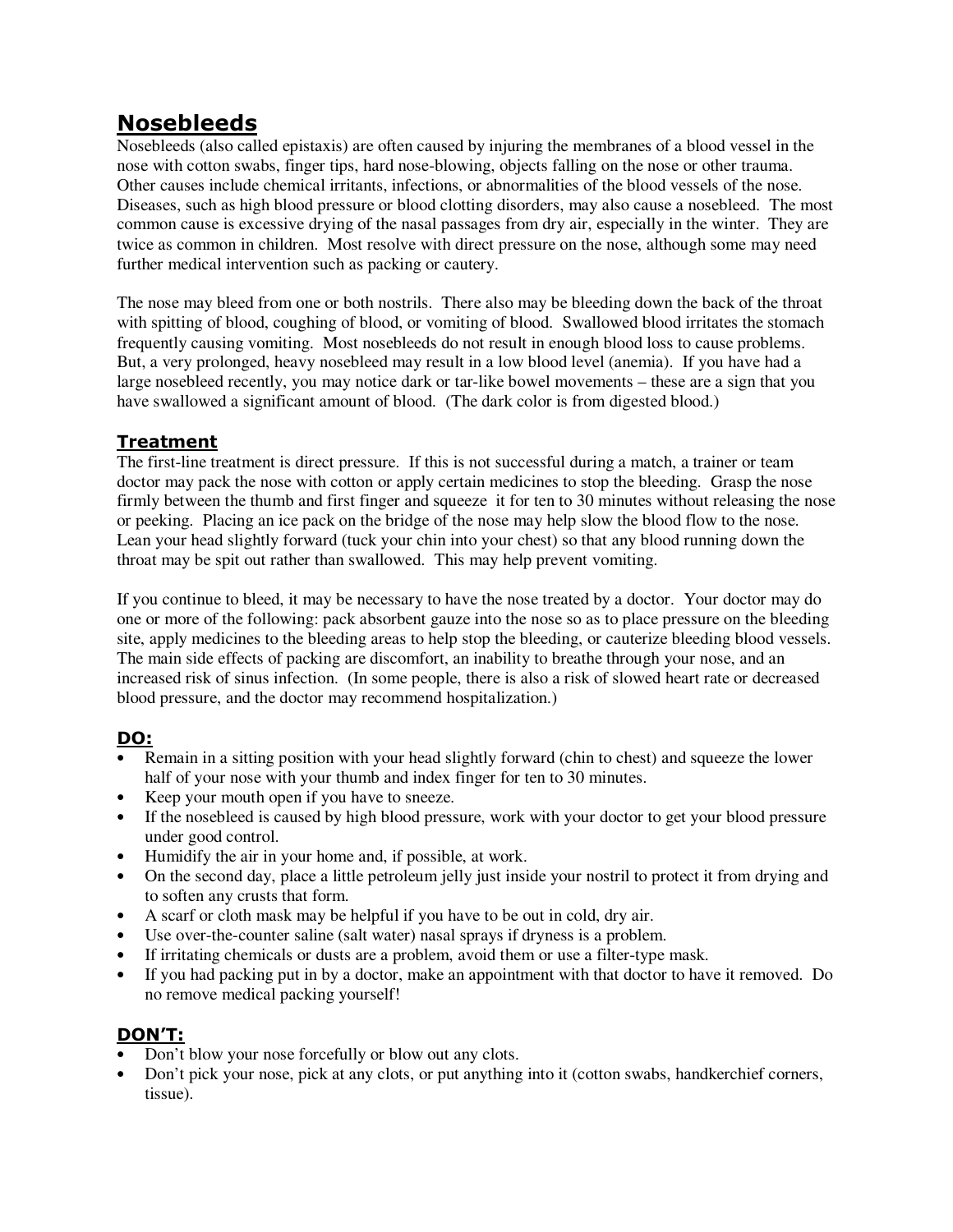# Nosebleeds

Nosebleeds (also called epistaxis) are often caused by injuring the membranes of a blood vessel in the nose with cotton swabs, finger tips, hard nose-blowing, objects falling on the nose or other trauma. Other causes include chemical irritants, infections, or abnormalities of the blood vessels of the nose. Diseases, such as high blood pressure or blood clotting disorders, may also cause a nosebleed. The most common cause is excessive drying of the nasal passages from dry air, especially in the winter. They are twice as common in children. Most resolve with direct pressure on the nose, although some may need further medical intervention such as packing or cautery.

The nose may bleed from one or both nostrils. There also may be bleeding down the back of the throat with spitting of blood, coughing of blood, or vomiting of blood. Swallowed blood irritates the stomach frequently causing vomiting. Most nosebleeds do not result in enough blood loss to cause problems. But, a very prolonged, heavy nosebleed may result in a low blood level (anemia). If you have had a large nosebleed recently, you may notice dark or tar-like bowel movements – these are a sign that you have swallowed a significant amount of blood. (The dark color is from digested blood.)

## Treatment

The first-line treatment is direct pressure. If this is not successful during a match, a trainer or team doctor may pack the nose with cotton or apply certain medicines to stop the bleeding. Grasp the nose firmly between the thumb and first finger and squeeze it for ten to 30 minutes without releasing the nose or peeking. Placing an ice pack on the bridge of the nose may help slow the blood flow to the nose. Lean your head slightly forward (tuck your chin into your chest) so that any blood running down the throat may be spit out rather than swallowed. This may help prevent vomiting.

If you continue to bleed, it may be necessary to have the nose treated by a doctor. Your doctor may do one or more of the following: pack absorbent gauze into the nose so as to place pressure on the bleeding site, apply medicines to the bleeding areas to help stop the bleeding, or cauterize bleeding blood vessels. The main side effects of packing are discomfort, an inability to breathe through your nose, and an increased risk of sinus infection. (In some people, there is also a risk of slowed heart rate or decreased blood pressure, and the doctor may recommend hospitalization.)

## DO:

- Remain in a sitting position with your head slightly forward (chin to chest) and squeeze the lower half of your nose with your thumb and index finger for ten to 30 minutes.
- Keep your mouth open if you have to sneeze.
- If the nosebleed is caused by high blood pressure, work with your doctor to get your blood pressure under good control.
- Humidify the air in your home and, if possible, at work.
- On the second day, place a little petroleum jelly just inside your nostril to protect it from drying and to soften any crusts that form.
- A scarf or cloth mask may be helpful if you have to be out in cold, dry air.
- Use over-the-counter saline (salt water) nasal sprays if dryness is a problem.
- If irritating chemicals or dusts are a problem, avoid them or use a filter-type mask.
- If you had packing put in by a doctor, make an appointment with that doctor to have it removed. Do no remove medical packing yourself!

## DON'T:

- Don't blow your nose forcefully or blow out any clots.
- Don't pick your nose, pick at any clots, or put anything into it (cotton swabs, handkerchief corners, tissue).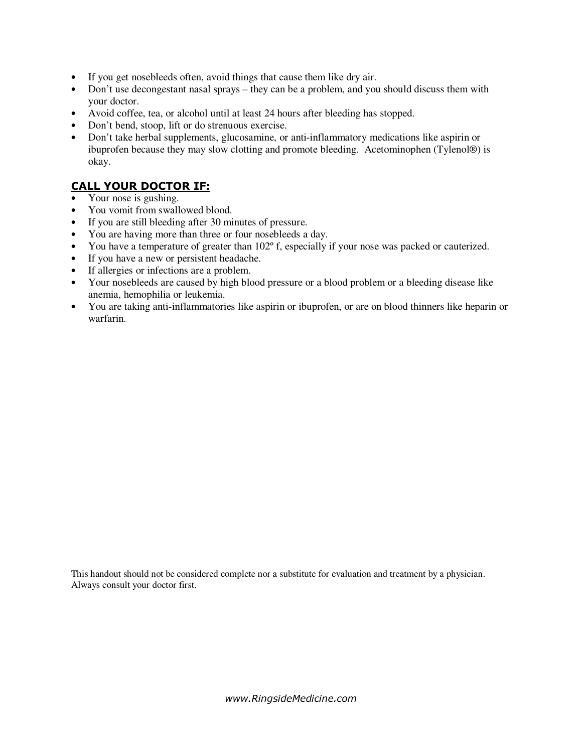- If you get nosebleeds often, avoid things that cause them like dry air.
- Don't use decongestant nasal sprays – they can be a problem, and you should discuss them with your doctor.
- Avoid coffee, tea, or alcohol until at least 24 hours after bleeding has stopped.
- Don't bend, stoop, lift or do strenuous exercise.
- Don't take herbal supplements, glucosamine, or anti-inflammatory medications like aspirin or ibuprofen because they may slow clotting and promote bleeding. Acetominophen (Tylenol®) is okay.

## CALL YOUR DOCTOR IF:

- Your nose is gushing.
- You vomit from swallowed blood.
- If you are still bleeding after 30 minutes of pressure.
- You are having more than three or four nosebleeds a day.
- You have a temperature of greater than 102º f, especially if your nose was packed or cauterized.
- If you have a new or persistent headache.
- If allergies or infections are a problem.
- Your nosebleeds are caused by high blood pressure or a blood problem or a bleeding disease like anemia, hemophilia or leukemia.
- You are taking anti-inflammatories like aspirin or ibuprofen, or are on blood thinners like heparin or warfarin.

This handout should not be considered complete nor a substitute for evaluation and treatment by a physician. Always consult your doctor first.

*www.RingsideMedicine.com*